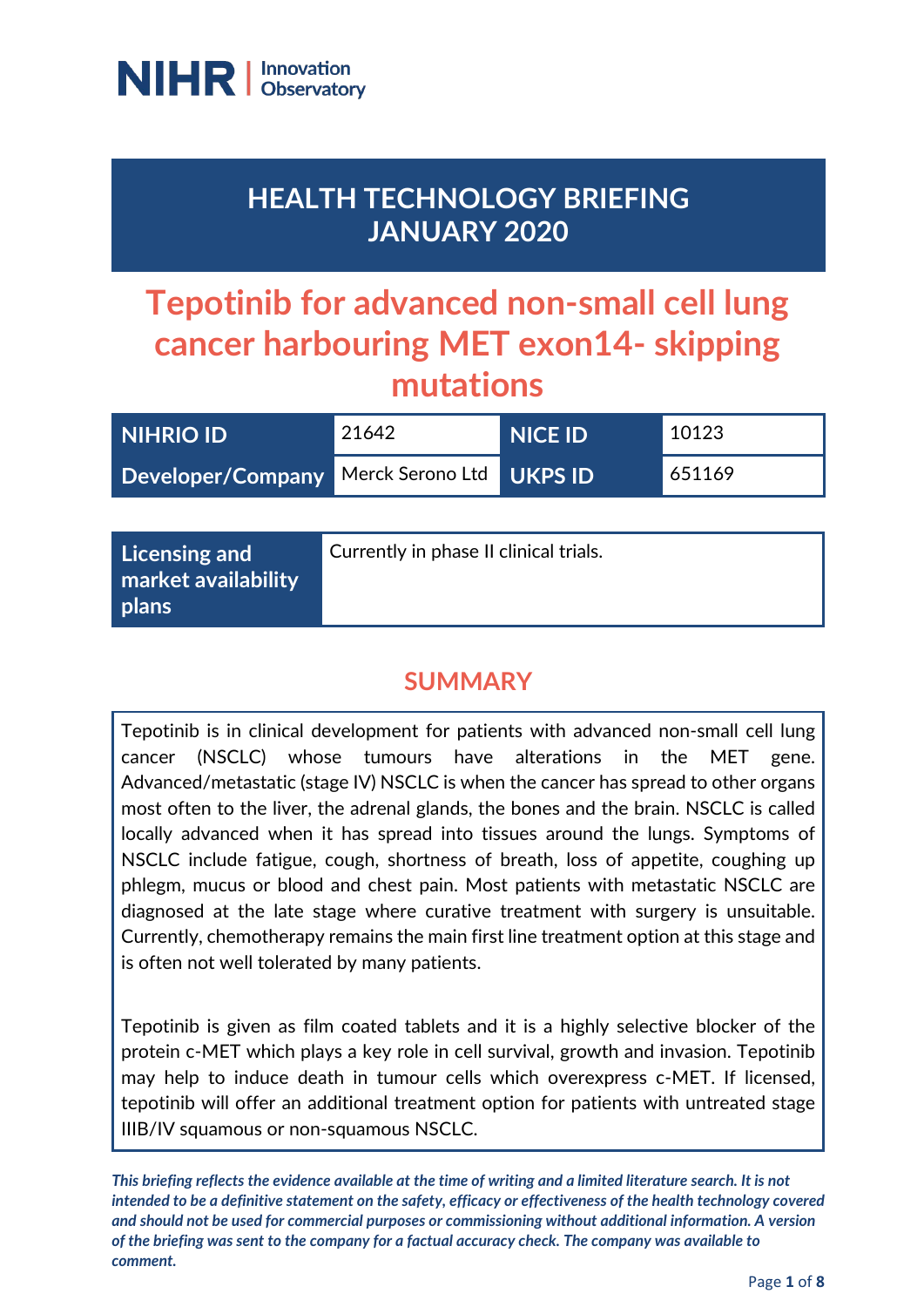NIHR | Innovation Observatory

# HEALTH TECHNOLOGY BRIEFING JANUARY 2020

# Tepotinib for advanced non-small cell lung cancer harbouring MET exon14- skipping mutations

| NIHRIO ID | 21642 | NICE ID | 10123 |
|---|---|---|---|
| Developer/Company | Merck Serono Ltd | UKPS ID | 651169 |

| Licensing and market availability plans | Currently in phase II clinical trials. |
|---|---|

## SUMMARY

Tepotinib is in clinical development for patients with advanced non-small cell lung cancer (NSCLC) whose tumours have alterations in the MET gene. Advanced/metastatic (stage IV) NSCLC is when the cancer has spread to other organs most often to the liver, the adrenal glands, the bones and the brain. NSCLC is called locally advanced when it has spread into tissues around the lungs. Symptoms of NSCLC include fatigue, cough, shortness of breath, loss of appetite, coughing up phlegm, mucus or blood and chest pain. Most patients with metastatic NSCLC are diagnosed at the late stage where curative treatment with surgery is unsuitable. Currently, chemotherapy remains the main first line treatment option at this stage and is often not well tolerated by many patients.

Tepotinib is given as film coated tablets and it is a highly selective blocker of the protein c-MET which plays a key role in cell survival, growth and invasion. Tepotinib may help to induce death in tumour cells which overexpress c-MET. If licensed, tepotinib will offer an additional treatment option for patients with untreated stage IIIB/IV squamous or non-squamous NSCLC.

***This briefing reflects the evidence available at the time of writing and a limited literature search. It is not intended to be a definitive statement on the safety, efficacy or effectiveness of the health technology covered and should not be used for commercial purposes or commissioning without additional information. A version of the briefing was sent to the company for a factual accuracy check. The company was available to comment.***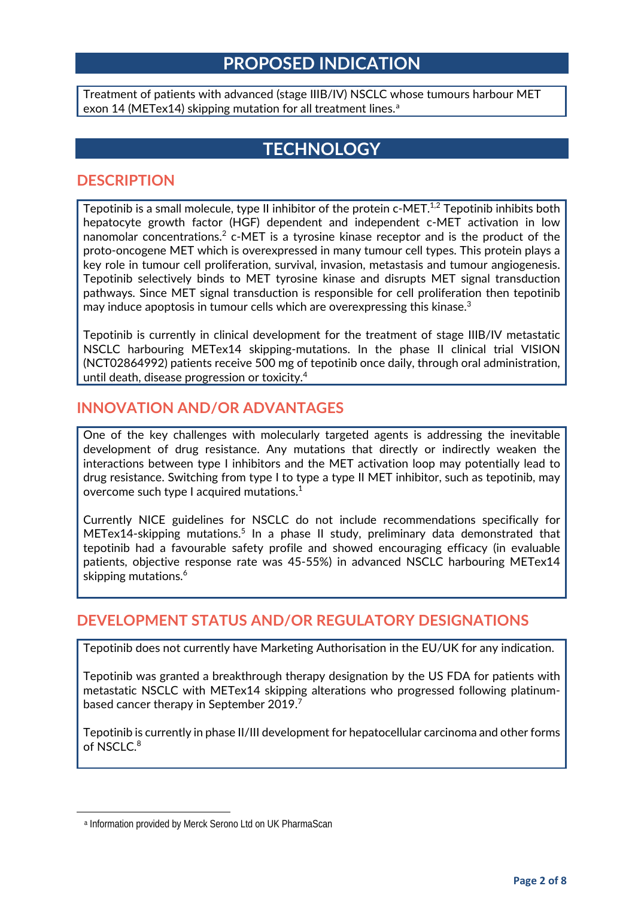# PROPOSED INDICATION

Treatment of patients with advanced (stage IIIB/IV) NSCLC whose tumours harbour MET exon 14 (METex14) skipping mutation for all treatment lines.[a]

# TECHNOLOGY

## DESCRIPTION

Tepotinib is a small molecule, type II inhibitor of the protein c-MET.[1,2] Tepotinib inhibits both hepatocyte growth factor (HGF) dependent and independent c-MET activation in low nanomolar concentrations.[2] c-MET is a tyrosine kinase receptor and is the product of the proto-oncogene MET which is overexpressed in many tumour cell types. This protein plays a key role in tumour cell proliferation, survival, invasion, metastasis and tumour angiogenesis. Tepotinib selectively binds to MET tyrosine kinase and disrupts MET signal transduction pathways. Since MET signal transduction is responsible for cell proliferation then tepotinib may induce apoptosis in tumour cells which are overexpressing this kinase.[3]

Tepotinib is currently in clinical development for the treatment of stage IIIB/IV metastatic NSCLC harbouring METex14 skipping-mutations. In the phase II clinical trial VISION (NCT02864992) patients receive 500 mg of tepotinib once daily, through oral administration, until death, disease progression or toxicity.[4]

## INNOVATION AND/OR ADVANTAGES

One of the key challenges with molecularly targeted agents is addressing the inevitable development of drug resistance. Any mutations that directly or indirectly weaken the interactions between type I inhibitors and the MET activation loop may potentially lead to drug resistance. Switching from type I to type a type II MET inhibitor, such as tepotinib, may overcome such type I acquired mutations.[1]

Currently NICE guidelines for NSCLC do not include recommendations specifically for METex14-skipping mutations.[5] In a phase II study, preliminary data demonstrated that tepotinib had a favourable safety profile and showed encouraging efficacy (in evaluable patients, objective response rate was 45-55%) in advanced NSCLC harbouring METex14 skipping mutations.[6]

## DEVELOPMENT STATUS AND/OR REGULATORY DESIGNATIONS

Tepotinib does not currently have Marketing Authorisation in the EU/UK for any indication.

Tepotinib was granted a breakthrough therapy designation by the US FDA for patients with metastatic NSCLC with METex14 skipping alterations who progressed following platinum-based cancer therapy in September 2019.[7]

Tepotinib is currently in phase II/III development for hepatocellular carcinoma and other forms of NSCLC.[8]

[a] Information provided by Merck Serono Ltd on UK PharmaScan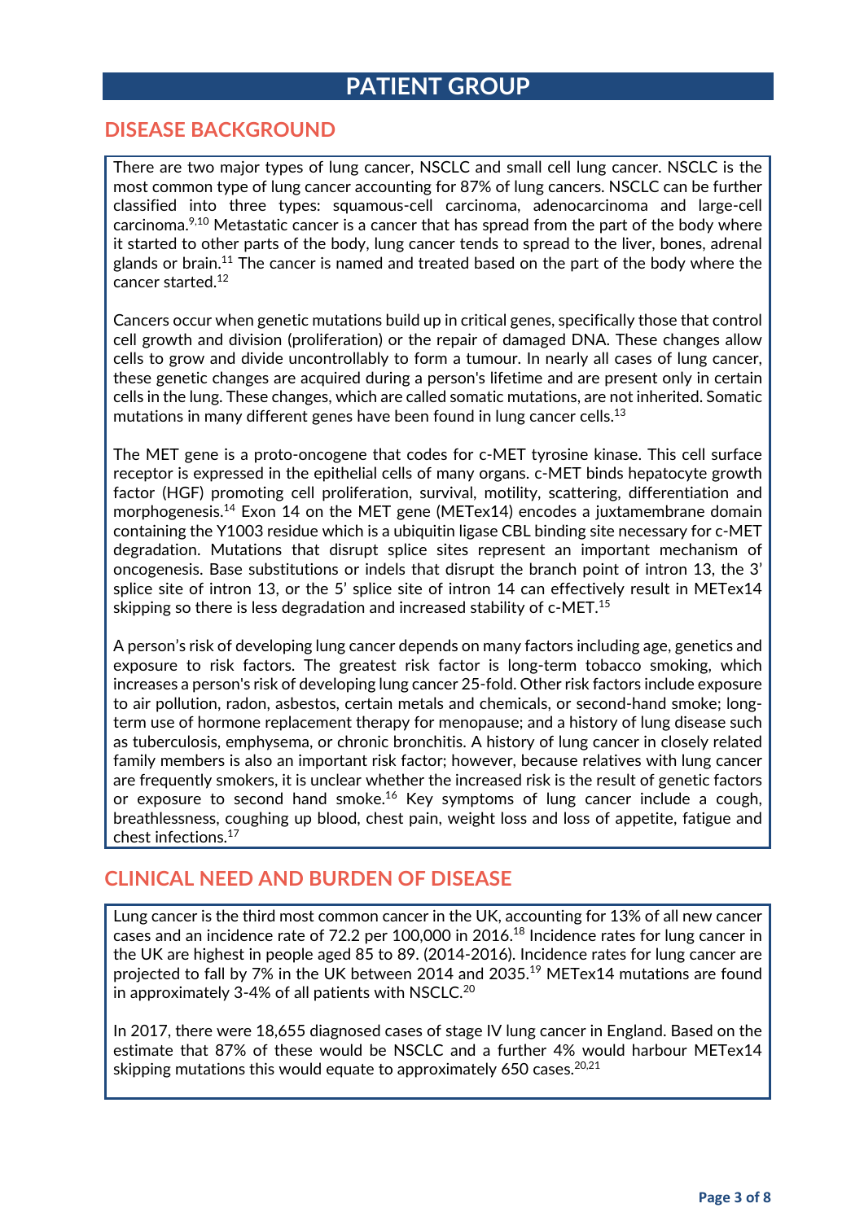# PATIENT GROUP

## DISEASE BACKGROUND

There are two major types of lung cancer, NSCLC and small cell lung cancer. NSCLC is the most common type of lung cancer accounting for 87% of lung cancers. NSCLC can be further classified into three types: squamous-cell carcinoma, adenocarcinoma and large-cell carcinoma.[9,10] Metastatic cancer is a cancer that has spread from the part of the body where it started to other parts of the body, lung cancer tends to spread to the liver, bones, adrenal glands or brain.[11] The cancer is named and treated based on the part of the body where the cancer started.[12]

Cancers occur when genetic mutations build up in critical genes, specifically those that control cell growth and division (proliferation) or the repair of damaged DNA. These changes allow cells to grow and divide uncontrollably to form a tumour. In nearly all cases of lung cancer, these genetic changes are acquired during a person's lifetime and are present only in certain cells in the lung. These changes, which are called somatic mutations, are not inherited. Somatic mutations in many different genes have been found in lung cancer cells.[13]

The MET gene is a proto-oncogene that codes for c-MET tyrosine kinase. This cell surface receptor is expressed in the epithelial cells of many organs. c-MET binds hepatocyte growth factor (HGF) promoting cell proliferation, survival, motility, scattering, differentiation and morphogenesis.[14] Exon 14 on the MET gene (METex14) encodes a juxtamembrane domain containing the Y1003 residue which is a ubiquitin ligase CBL binding site necessary for c-MET degradation. Mutations that disrupt splice sites represent an important mechanism of oncogenesis. Base substitutions or indels that disrupt the branch point of intron 13, the 3' splice site of intron 13, or the 5' splice site of intron 14 can effectively result in METex14 skipping so there is less degradation and increased stability of c-MET.[15]

A person's risk of developing lung cancer depends on many factors including age, genetics and exposure to risk factors. The greatest risk factor is long-term tobacco smoking, which increases a person's risk of developing lung cancer 25-fold. Other risk factors include exposure to air pollution, radon, asbestos, certain metals and chemicals, or second-hand smoke; long-term use of hormone replacement therapy for menopause; and a history of lung disease such as tuberculosis, emphysema, or chronic bronchitis. A history of lung cancer in closely related family members is also an important risk factor; however, because relatives with lung cancer are frequently smokers, it is unclear whether the increased risk is the result of genetic factors or exposure to second hand smoke.[16] Key symptoms of lung cancer include a cough, breathlessness, coughing up blood, chest pain, weight loss and loss of appetite, fatigue and chest infections.[17]

## CLINICAL NEED AND BURDEN OF DISEASE

Lung cancer is the third most common cancer in the UK, accounting for 13% of all new cancer cases and an incidence rate of 72.2 per 100,000 in 2016.[18] Incidence rates for lung cancer in the UK are highest in people aged 85 to 89. (2014-2016). Incidence rates for lung cancer are projected to fall by 7% in the UK between 2014 and 2035.[19] METex14 mutations are found in approximately 3-4% of all patients with NSCLC.[20]

In 2017, there were 18,655 diagnosed cases of stage IV lung cancer in England. Based on the estimate that 87% of these would be NSCLC and a further 4% would harbour METex14 skipping mutations this would equate to approximately 650 cases.[20,21]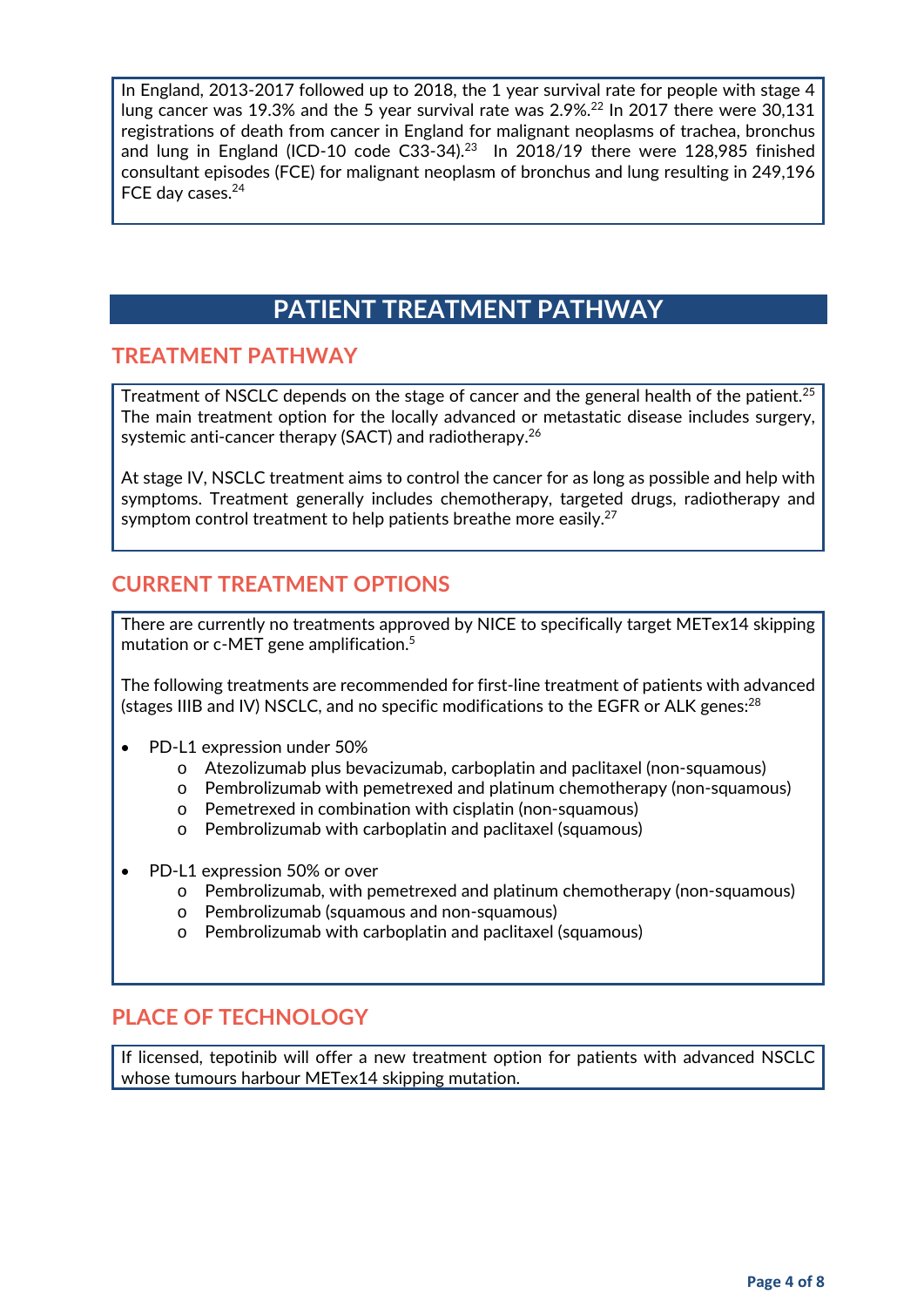In England, 2013-2017 followed up to 2018, the 1 year survival rate for people with stage 4 lung cancer was 19.3% and the 5 year survival rate was 2.9%.[22] In 2017 there were 30,131 registrations of death from cancer in England for malignant neoplasms of trachea, bronchus and lung in England (ICD-10 code C33-34).[23] In 2018/19 there were 128,985 finished consultant episodes (FCE) for malignant neoplasm of bronchus and lung resulting in 249,196 FCE day cases.[24]

# PATIENT TREATMENT PATHWAY

## TREATMENT PATHWAY

Treatment of NSCLC depends on the stage of cancer and the general health of the patient.[25] The main treatment option for the locally advanced or metastatic disease includes surgery, systemic anti-cancer therapy (SACT) and radiotherapy.[26]

At stage IV, NSCLC treatment aims to control the cancer for as long as possible and help with symptoms. Treatment generally includes chemotherapy, targeted drugs, radiotherapy and symptom control treatment to help patients breathe more easily.[27]

## CURRENT TREATMENT OPTIONS

There are currently no treatments approved by NICE to specifically target METex14 skipping mutation or c-MET gene amplification.[5]

The following treatments are recommended for first-line treatment of patients with advanced (stages IIIB and IV) NSCLC, and no specific modifications to the EGFR or ALK genes:[28]

- PD-L1 expression under 50%
  - Atezolizumab plus bevacizumab, carboplatin and paclitaxel (non-squamous)
  - Pembrolizumab with pemetrexed and platinum chemotherapy (non-squamous)
  - Pemetrexed in combination with cisplatin (non-squamous)
  - Pembrolizumab with carboplatin and paclitaxel (squamous)
- PD-L1 expression 50% or over
  - Pembrolizumab, with pemetrexed and platinum chemotherapy (non-squamous)
  - Pembrolizumab (squamous and non-squamous)
  - Pembrolizumab with carboplatin and paclitaxel (squamous)

## PLACE OF TECHNOLOGY

If licensed, tepotinib will offer a new treatment option for patients with advanced NSCLC whose tumours harbour METex14 skipping mutation.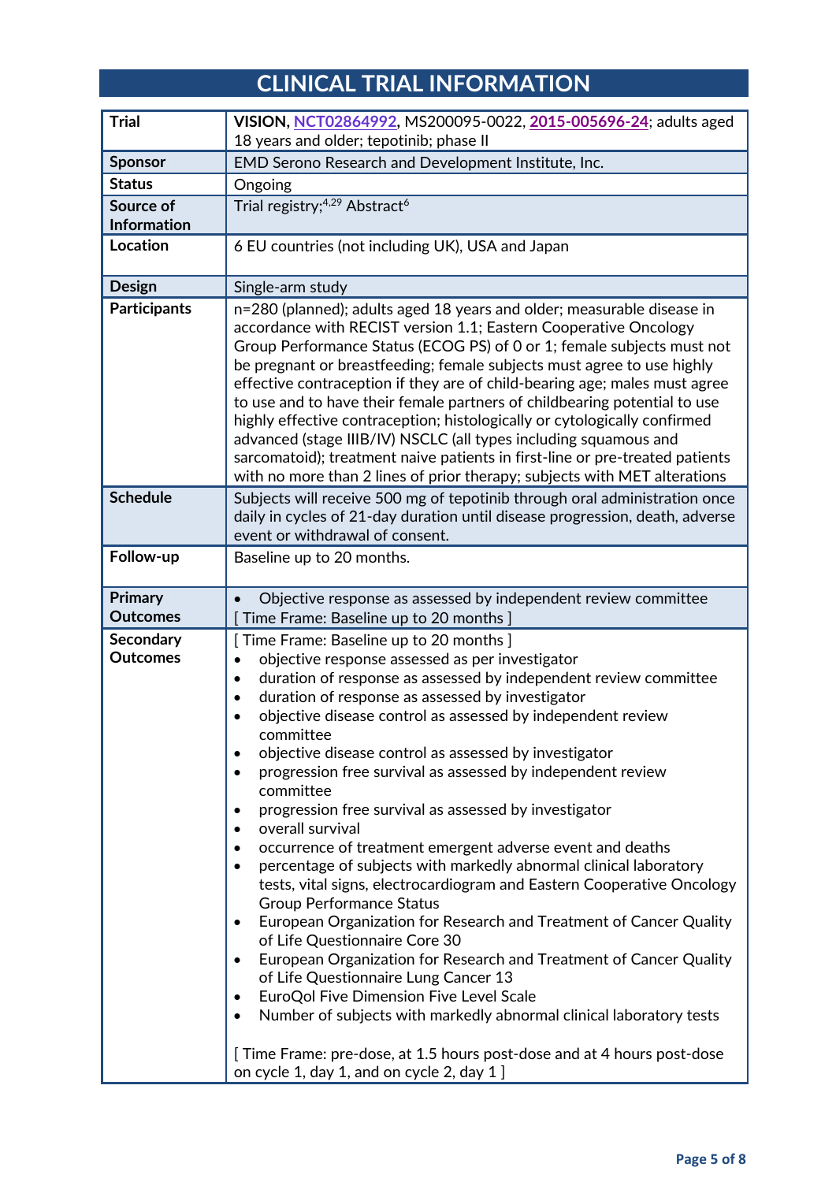# CLINICAL TRIAL INFORMATION

| | |
|---|---|
| **Trial** | **VISION, NCT02864992,** MS200095-0022, **2015-005696-24**; adults aged 18 years and older; tepotinib; phase II |
| **Sponsor** | EMD Serono Research and Development Institute, Inc. |
| **Status** | Ongoing |
| **Source of Information** | Trial registry;[4,29] Abstract[6] |
| **Location** | 6 EU countries (not including UK), USA and Japan |
| **Design** | Single-arm study |
| **Participants** | n=280 (planned); adults aged 18 years and older; measurable disease in accordance with RECIST version 1.1; Eastern Cooperative Oncology Group Performance Status (ECOG PS) of 0 or 1; female subjects must not be pregnant or breastfeeding; female subjects must agree to use highly effective contraception if they are of child-bearing age; males must agree to use and to have their female partners of childbearing potential to use highly effective contraception; histologically or cytologically confirmed advanced (stage IIIB/IV) NSCLC (all types including squamous and sarcomatoid); treatment naive patients in first-line or pre-treated patients with no more than 2 lines of prior therapy; subjects with MET alterations |
| **Schedule** | Subjects will receive 500 mg of tepotinib through oral administration once daily in cycles of 21-day duration until disease progression, death, adverse event or withdrawal of consent. |
| **Follow-up** | Baseline up to 20 months. |
| **Primary Outcomes** | • Objective response as assessed by independent review committee<br>[ Time Frame: Baseline up to 20 months ] |
| **Secondary Outcomes** | [ Time Frame: Baseline up to 20 months ]<br>• objective response assessed as per investigator<br>• duration of response as assessed by independent review committee<br>• duration of response as assessed by investigator<br>• objective disease control as assessed by independent review committee<br>• objective disease control as assessed by investigator<br>• progression free survival as assessed by independent review committee<br>• progression free survival as assessed by investigator<br>• overall survival<br>• occurrence of treatment emergent adverse event and deaths<br>• percentage of subjects with markedly abnormal clinical laboratory tests, vital signs, electrocardiogram and Eastern Cooperative Oncology Group Performance Status<br>• European Organization for Research and Treatment of Cancer Quality of Life Questionnaire Core 30<br>• European Organization for Research and Treatment of Cancer Quality of Life Questionnaire Lung Cancer 13<br>• EuroQol Five Dimension Five Level Scale<br>• Number of subjects with markedly abnormal clinical laboratory tests<br><br>[ Time Frame: pre-dose, at 1.5 hours post-dose and at 4 hours post-dose on cycle 1, day 1, and on cycle 2, day 1 ] |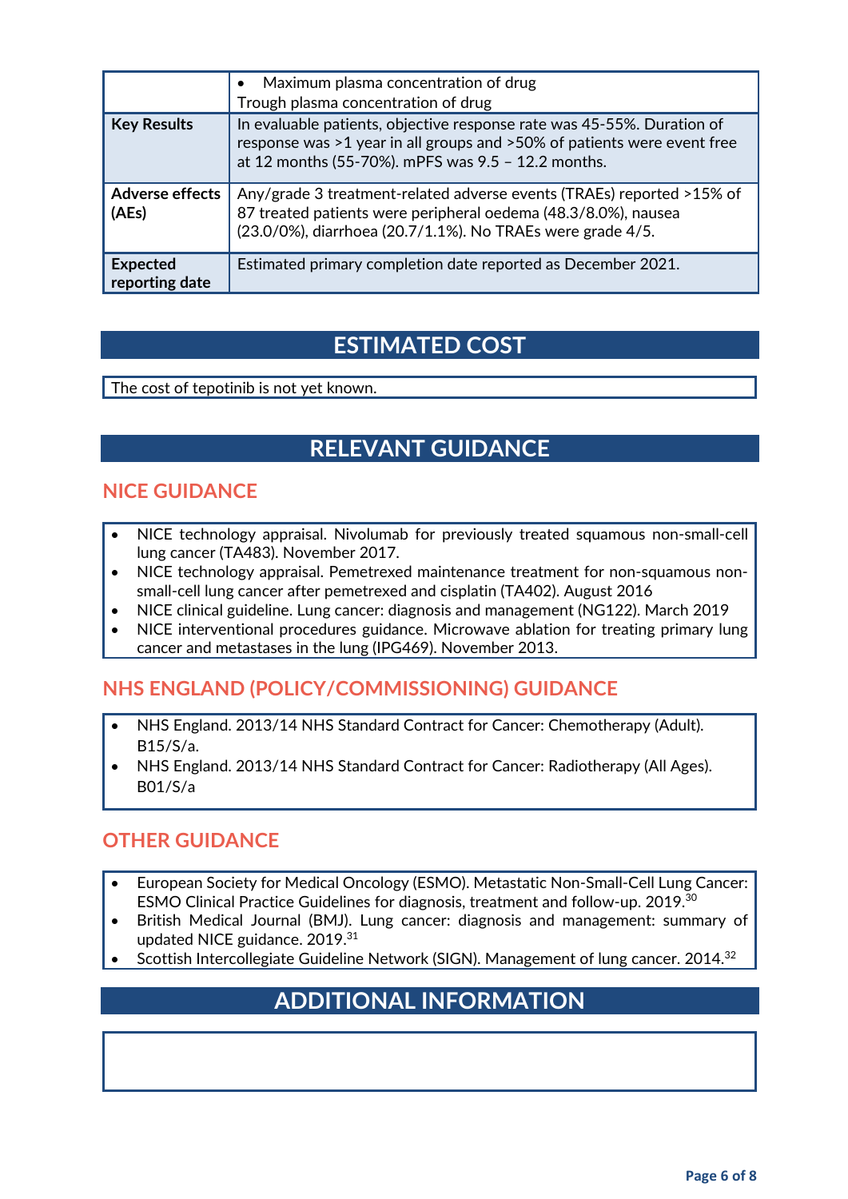| | |
|---|---|
| | • Maximum plasma concentration of drug<br>Trough plasma concentration of drug |
| **Key Results** | In evaluable patients, objective response rate was 45-55%. Duration of response was >1 year in all groups and >50% of patients were event free at 12 months (55-70%). mPFS was 9.5 – 12.2 months. |
| **Adverse effects (AEs)** | Any/grade 3 treatment-related adverse events (TRAEs) reported >15% of 87 treated patients were peripheral oedema (48.3/8.0%), nausea (23.0/0%), diarrhoea (20.7/1.1%). No TRAEs were grade 4/5. |
| **Expected reporting date** | Estimated primary completion date reported as December 2021. |

# ESTIMATED COST

The cost of tepotinib is not yet known.

# RELEVANT GUIDANCE

## NICE GUIDANCE

- NICE technology appraisal. Nivolumab for previously treated squamous non-small-cell lung cancer (TA483). November 2017.
- NICE technology appraisal. Pemetrexed maintenance treatment for non-squamous non-small-cell lung cancer after pemetrexed and cisplatin (TA402). August 2016
- NICE clinical guideline. Lung cancer: diagnosis and management (NG122). March 2019
- NICE interventional procedures guidance. Microwave ablation for treating primary lung cancer and metastases in the lung (IPG469). November 2013.

## NHS ENGLAND (POLICY/COMMISSIONING) GUIDANCE

- NHS England. 2013/14 NHS Standard Contract for Cancer: Chemotherapy (Adult). B15/S/a.
- NHS England. 2013/14 NHS Standard Contract for Cancer: Radiotherapy (All Ages). B01/S/a

## OTHER GUIDANCE

- European Society for Medical Oncology (ESMO). Metastatic Non-Small-Cell Lung Cancer: ESMO Clinical Practice Guidelines for diagnosis, treatment and follow-up. 2019.[30]
- British Medical Journal (BMJ). Lung cancer: diagnosis and management: summary of updated NICE guidance. 2019.[31]
- Scottish Intercollegiate Guideline Network (SIGN). Management of lung cancer. 2014.[32]

# ADDITIONAL INFORMATION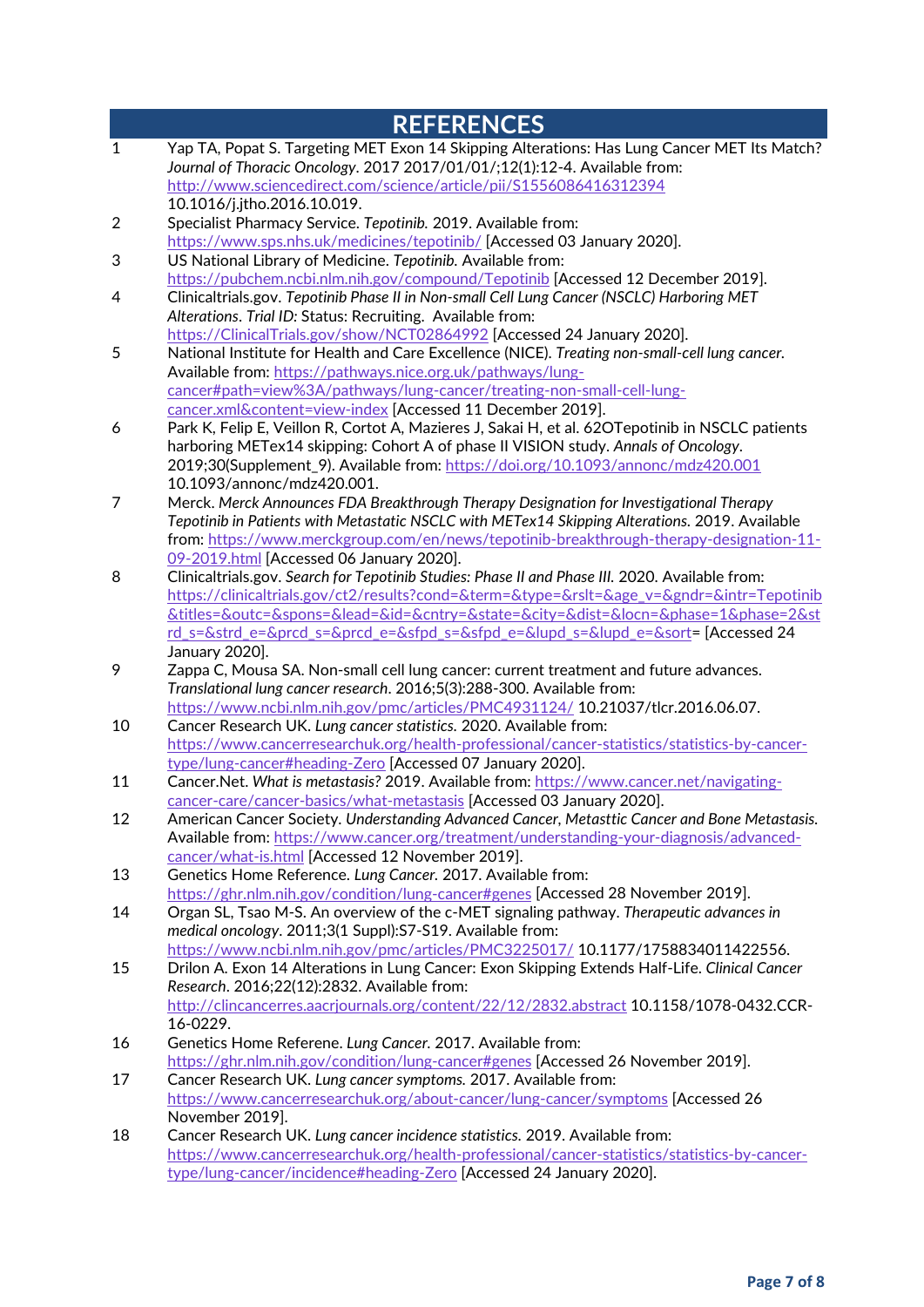# REFERENCES

1. Yap TA, Popat S. Targeting MET Exon 14 Skipping Alterations: Has Lung Cancer MET Its Match? *Journal of Thoracic Oncology*. 2017 2017/01/01/;12(1):12-4. Available from: http://www.sciencedirect.com/science/article/pii/S1556086416312394 10.1016/j.jtho.2016.10.019.
2. Specialist Pharmacy Service. *Tepotinib.* 2019. Available from: https://www.sps.nhs.uk/medicines/tepotinib/ [Accessed 03 January 2020].
3. US National Library of Medicine. *Tepotinib.* Available from: https://pubchem.ncbi.nlm.nih.gov/compound/Tepotinib [Accessed 12 December 2019].
4. Clinicaltrials.gov. *Tepotinib Phase II in Non-small Cell Lung Cancer (NSCLC) Harboring MET Alterations*. *Trial ID:* Status: Recruiting. Available from: https://ClinicalTrials.gov/show/NCT02864992 [Accessed 24 January 2020].
5. National Institute for Health and Care Excellence (NICE). *Treating non-small-cell lung cancer.* Available from: https://pathways.nice.org.uk/pathways/lung-cancer#path=view%3A/pathways/lung-cancer/treating-non-small-cell-lung-cancer.xml&content=view-index [Accessed 11 December 2019].
6. Park K, Felip E, Veillon R, Cortot A, Mazieres J, Sakai H, et al. 62OTepotinib in NSCLC patients harboring METex14 skipping: Cohort A of phase II VISION study. *Annals of Oncology*. 2019;30(Supplement_9). Available from: https://doi.org/10.1093/annonc/mdz420.001 10.1093/annonc/mdz420.001.
7. Merck. *Merck Announces FDA Breakthrough Therapy Designation for Investigational Therapy Tepotinib in Patients with Metastatic NSCLC with METex14 Skipping Alterations.* 2019. Available from: https://www.merckgroup.com/en/news/tepotinib-breakthrough-therapy-designation-11-09-2019.html [Accessed 06 January 2020].
8. Clinicaltrials.gov. *Search for Tepotinib Studies: Phase II and Phase III.* 2020. Available from: https://clinicaltrials.gov/ct2/results?cond=&term=&type=&rslt=&age_v=&gndr=&intr=Tepotinib&titles=&outc=&spons=&lead=&id=&cntry=&state=&city=&dist=&locn=&phase=1&phase=2&strd_s=&strd_e=&prcd_s=&prcd_e=&sfpd_s=&sfpd_e=&lupd_s=&lupd_e=&sort= [Accessed 24 January 2020].
9. Zappa C, Mousa SA. Non-small cell lung cancer: current treatment and future advances. *Translational lung cancer research*. 2016;5(3):288-300. Available from: https://www.ncbi.nlm.nih.gov/pmc/articles/PMC4931124/ 10.21037/tlcr.2016.06.07.
10. Cancer Research UK. *Lung cancer statistics.* 2020. Available from: https://www.cancerresearchuk.org/health-professional/cancer-statistics/statistics-by-cancer-type/lung-cancer#heading-Zero [Accessed 07 January 2020].
11. Cancer.Net. *What is metastasis?* 2019. Available from: https://www.cancer.net/navigating-cancer-care/cancer-basics/what-metastasis [Accessed 03 January 2020].
12. American Cancer Society. *Understanding Advanced Cancer, Metasttic Cancer and Bone Metastasis.* Available from: https://www.cancer.org/treatment/understanding-your-diagnosis/advanced-cancer/what-is.html [Accessed 12 November 2019].
13. Genetics Home Reference. *Lung Cancer.* 2017. Available from: https://ghr.nlm.nih.gov/condition/lung-cancer#genes [Accessed 28 November 2019].
14. Organ SL, Tsao M-S. An overview of the c-MET signaling pathway. *Therapeutic advances in medical oncology*. 2011;3(1 Suppl):S7-S19. Available from: https://www.ncbi.nlm.nih.gov/pmc/articles/PMC3225017/ 10.1177/1758834011422556.
15. Drilon A. Exon 14 Alterations in Lung Cancer: Exon Skipping Extends Half-Life. *Clinical Cancer Research*. 2016;22(12):2832. Available from: http://clincancerres.aacrjournals.org/content/22/12/2832.abstract 10.1158/1078-0432.CCR-16-0229.
16. Genetics Home Referene. *Lung Cancer.* 2017. Available from: https://ghr.nlm.nih.gov/condition/lung-cancer#genes [Accessed 26 November 2019].
17. Cancer Research UK. *Lung cancer symptoms.* 2017. Available from: https://www.cancerresearchuk.org/about-cancer/lung-cancer/symptoms [Accessed 26 November 2019].
18. Cancer Research UK. *Lung cancer incidence statistics.* 2019. Available from: https://www.cancerresearchuk.org/health-professional/cancer-statistics/statistics-by-cancer-type/lung-cancer/incidence#heading-Zero [Accessed 24 January 2020].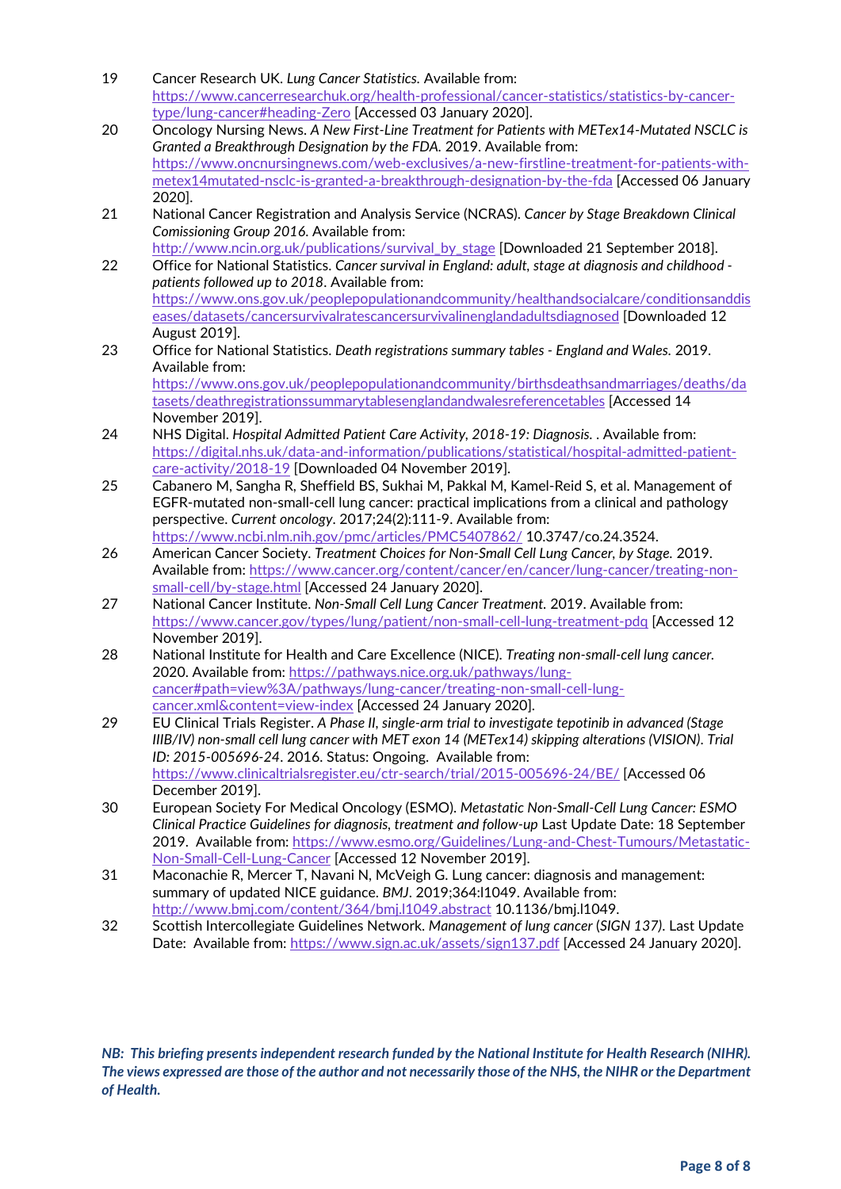19 Cancer Research UK. *Lung Cancer Statistics.* Available from: https://www.cancerresearchuk.org/health-professional/cancer-statistics/statistics-by-cancer-type/lung-cancer#heading-Zero [Accessed 03 January 2020].

20 Oncology Nursing News. *A New First-Line Treatment for Patients with METex14-Mutated NSCLC is Granted a Breakthrough Designation by the FDA.* 2019. Available from: https://www.oncnursingnews.com/web-exclusives/a-new-firstline-treatment-for-patients-with-metex14mutated-nsclc-is-granted-a-breakthrough-designation-by-the-fda [Accessed 06 January 2020].

21 National Cancer Registration and Analysis Service (NCRAS). *Cancer by Stage Breakdown Clinical Comissioning Group 2016.* Available from: http://www.ncin.org.uk/publications/survival_by_stage [Downloaded 21 September 2018].

22 Office for National Statistics. *Cancer survival in England: adult, stage at diagnosis and childhood - patients followed up to 2018*. Available from: https://www.ons.gov.uk/peoplepopulationandcommunity/healthandsocialcare/conditionsanddiseases/datasets/cancersurvivalratescancersurvivalinenglandadultsdiagnosed [Downloaded 12 August 2019].

23 Office for National Statistics. *Death registrations summary tables - England and Wales.* 2019. Available from: https://www.ons.gov.uk/peoplepopulationandcommunity/birthsdeathsandmarriages/deaths/datasets/deathregistrationssummarytablesenglandandwalesreferencetables [Accessed 14 November 2019].

24 NHS Digital. *Hospital Admitted Patient Care Activity, 2018-19: Diagnosis.* . Available from: https://digital.nhs.uk/data-and-information/publications/statistical/hospital-admitted-patient-care-activity/2018-19 [Downloaded 04 November 2019].

25 Cabanero M, Sangha R, Sheffield BS, Sukhai M, Pakkal M, Kamel-Reid S, et al. Management of EGFR-mutated non-small-cell lung cancer: practical implications from a clinical and pathology perspective. *Current oncology*. 2017;24(2):111-9. Available from: https://www.ncbi.nlm.nih.gov/pmc/articles/PMC5407862/ 10.3747/co.24.3524.

26 American Cancer Society. *Treatment Choices for Non-Small Cell Lung Cancer, by Stage.* 2019. Available from: https://www.cancer.org/content/cancer/en/cancer/lung-cancer/treating-non-small-cell/by-stage.html [Accessed 24 January 2020].

27 National Cancer Institute. *Non-Small Cell Lung Cancer Treatment.* 2019. Available from: https://www.cancer.gov/types/lung/patient/non-small-cell-lung-treatment-pdq [Accessed 12 November 2019].

28 National Institute for Health and Care Excellence (NICE). *Treating non-small-cell lung cancer.* 2020. Available from: https://pathways.nice.org.uk/pathways/lung-cancer#path=view%3A/pathways/lung-cancer/treating-non-small-cell-lung-cancer.xml&content=view-index [Accessed 24 January 2020].

29 EU Clinical Trials Register. *A Phase II, single-arm trial to investigate tepotinib in advanced (Stage IIIB/IV) non-small cell lung cancer with MET exon 14 (METex14) skipping alterations (VISION). Trial ID: 2015-005696-24*. 2016. Status: Ongoing. Available from: https://www.clinicaltrialsregister.eu/ctr-search/trial/2015-005696-24/BE/ [Accessed 06 December 2019].

30 European Society For Medical Oncology (ESMO). *Metastatic Non-Small-Cell Lung Cancer: ESMO Clinical Practice Guidelines for diagnosis, treatment and follow-up* Last Update Date: 18 September 2019. Available from: https://www.esmo.org/Guidelines/Lung-and-Chest-Tumours/Metastatic-Non-Small-Cell-Lung-Cancer [Accessed 12 November 2019].

31 Maconachie R, Mercer T, Navani N, McVeigh G. Lung cancer: diagnosis and management: summary of updated NICE guidance. *BMJ*. 2019;364:l1049. Available from: http://www.bmj.com/content/364/bmj.l1049.abstract 10.1136/bmj.l1049.

32 Scottish Intercollegiate Guidelines Network. *Management of lung cancer* (*SIGN 137)*. Last Update Date: Available from: https://www.sign.ac.uk/assets/sign137.pdf [Accessed 24 January 2020].

***NB: This briefing presents independent research funded by the National Institute for Health Research (NIHR). The views expressed are those of the author and not necessarily those of the NHS, the NIHR or the Department of Health.***